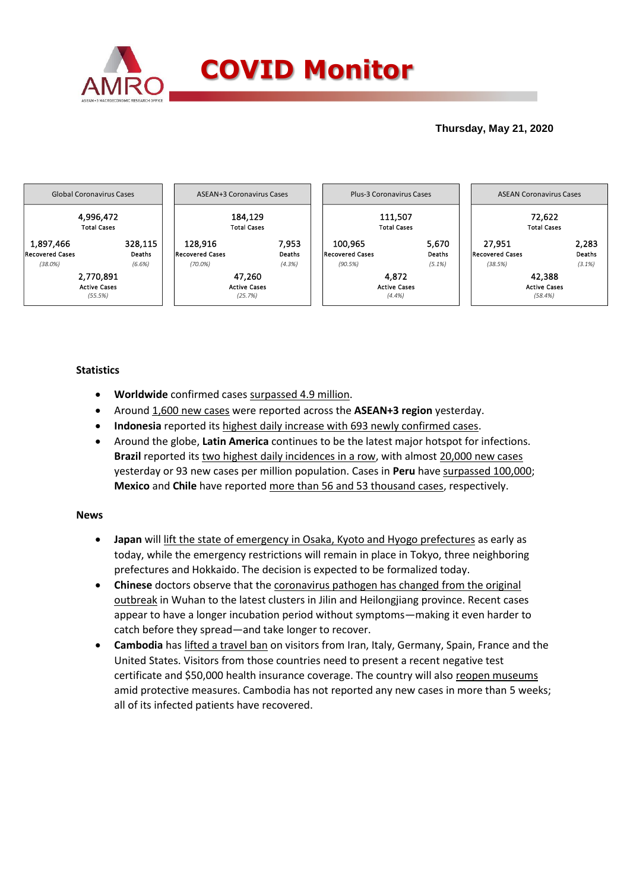# COVID Monitor

**Thursday, May 21, 2020**

| Global Coronavirus Cases | | ASEAN+3 Coronavirus Cases | | Plus-3 Coronavirus Cases | | ASEAN Coronavirus Cases | |
|---|---|---|---|---|---|---|---|
| 4,996,472 Total Cases | | 184,129 Total Cases | | 111,507 Total Cases | | 72,622 Total Cases | |
| 1,897,466 Recovered Cases (38.0%) | 328,115 Deaths (6.6%) | 128,916 Recovered Cases (70.0%) | 7,953 Deaths (4.3%) | 100,965 Recovered Cases (90.5%) | 5,670 Deaths (5.1%) | 27,951 Recovered Cases (38.5%) | 2,283 Deaths (3.1%) |
| 2,770,891 Active Cases (55.5%) | | 47,260 Active Cases (25.7%) | | 4,872 Active Cases (4.4%) | | 42,388 Active Cases (58.4%) | |

## Statistics

- **Worldwide** confirmed cases surpassed 4.9 million.
- Around 1,600 new cases were reported across the **ASEAN+3 region** yesterday.
- **Indonesia** reported its highest daily increase with 693 newly confirmed cases.
- Around the globe, **Latin America** continues to be the latest major hotspot for infections. **Brazil** reported its two highest daily incidences in a row, with almost 20,000 new cases yesterday or 93 new cases per million population. Cases in **Peru** have surpassed 100,000; **Mexico** and **Chile** have reported more than 56 and 53 thousand cases, respectively.

## News

- **Japan** will lift the state of emergency in Osaka, Kyoto and Hyogo prefectures as early as today, while the emergency restrictions will remain in place in Tokyo, three neighboring prefectures and Hokkaido. The decision is expected to be formalized today.
- **Chinese** doctors observe that the coronavirus pathogen has changed from the original outbreak in Wuhan to the latest clusters in Jilin and Heilongjiang province. Recent cases appear to have a longer incubation period without symptoms—making it even harder to catch before they spread—and take longer to recover.
- **Cambodia** has lifted a travel ban on visitors from Iran, Italy, Germany, Spain, France and the United States. Visitors from those countries need to present a recent negative test certificate and $50,000 health insurance coverage. The country will also reopen museums amid protective measures. Cambodia has not reported any new cases in more than 5 weeks; all of its infected patients have recovered.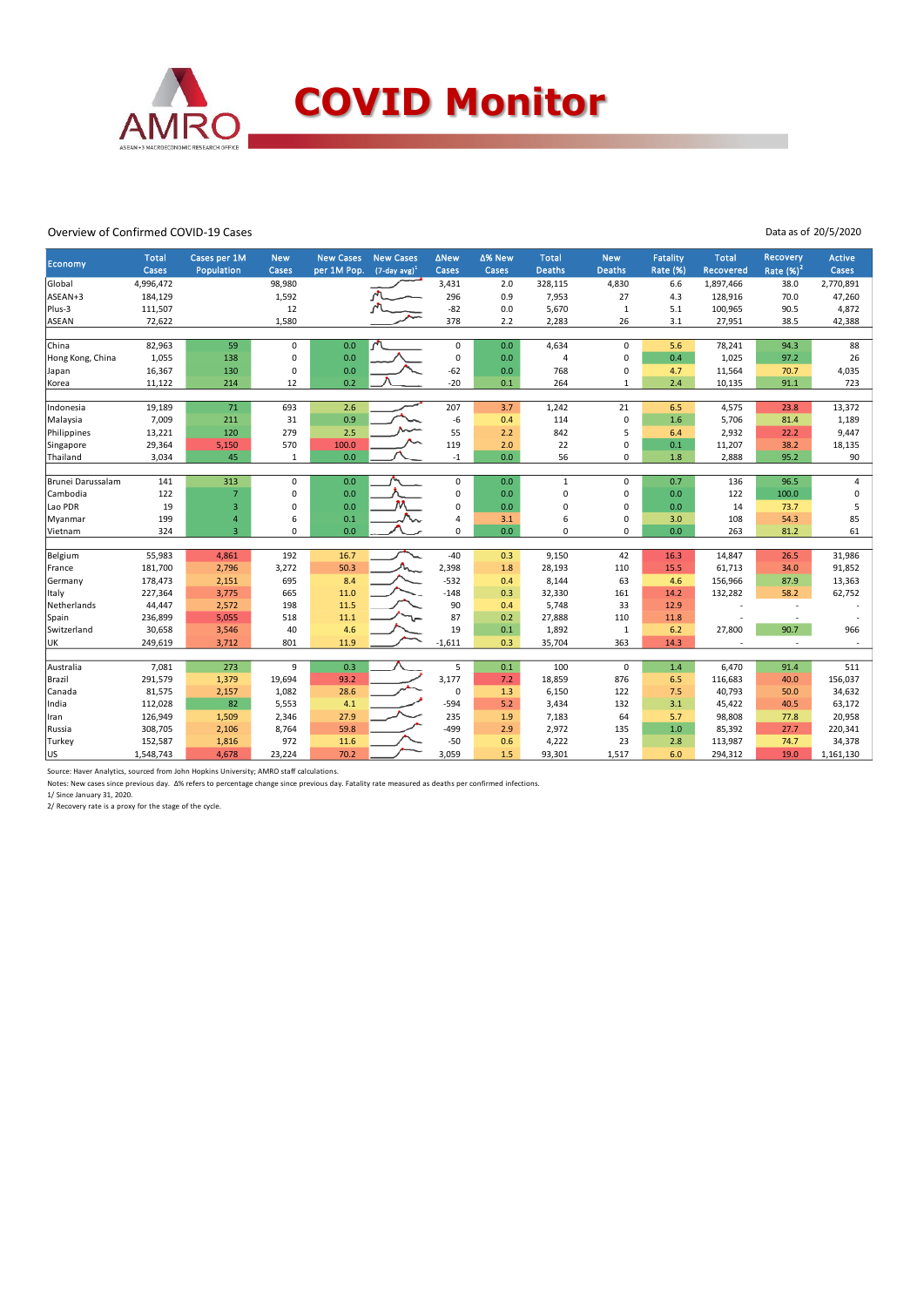# COVID Monitor

Overview of Confirmed COVID-19 Cases

Data as of 20/5/2020

| Economy | Total Cases | Cases per 1M Population | New Cases | New Cases per 1M Pop. | New Cases (7-day avg)[1] | ΔNew Cases | Δ% New Cases | Total Deaths | New Deaths | Fatality Rate (%) | Total Recovered | Recovery Rate (%)[2] | Active Cases |
|---|---|---|---|---|---|---|---|---|---|---|---|---|---|
| Global | 4,996,472 | | 98,980 | | | 3,431 | 2.0 | 328,115 | 4,830 | 6.6 | 1,897,466 | 38.0 | 2,770,891 |
| ASEAN+3 | 184,129 | | 1,592 | | | 296 | 0.9 | 7,953 | 27 | 4.3 | 128,916 | 70.0 | 47,260 |
| Plus-3 | 111,507 | | 12 | | | -82 | 0.0 | 5,670 | 1 | 5.1 | 100,965 | 90.5 | 4,872 |
| ASEAN | 72,622 | | 1,580 | | | 378 | 2.2 | 2,283 | 26 | 3.1 | 27,951 | 38.5 | 42,388 |
| China | 82,963 | 59 | 0 | 0.0 | | 0 | 0.0 | 4,634 | 0 | 5.6 | 78,241 | 94.3 | 88 |
| Hong Kong, China | 1,055 | 138 | 0 | 0.0 | | 0 | 0.0 | 4 | 0 | 0.4 | 1,025 | 97.2 | 26 |
| Japan | 16,367 | 130 | 0 | 0.0 | | -62 | 0.0 | 768 | 0 | 4.7 | 11,564 | 70.7 | 4,035 |
| Korea | 11,122 | 214 | 12 | 0.2 | | -20 | 0.1 | 264 | 1 | 2.4 | 10,135 | 91.1 | 723 |
| Indonesia | 19,189 | 71 | 693 | 2.6 | | 207 | 3.7 | 1,242 | 21 | 6.5 | 4,575 | 23.8 | 13,372 |
| Malaysia | 7,009 | 211 | 31 | 0.9 | | -6 | 0.4 | 114 | 0 | 1.6 | 5,706 | 81.4 | 1,189 |
| Philippines | 13,221 | 120 | 279 | 2.5 | | 55 | 2.2 | 842 | 5 | 6.4 | 2,932 | 22.2 | 9,447 |
| Singapore | 29,364 | 5,150 | 570 | 100.0 | | 119 | 2.0 | 22 | 0 | 0.1 | 11,207 | 38.2 | 18,135 |
| Thailand | 3,034 | 45 | 1 | 0.0 | | -1 | 0.0 | 56 | 0 | 1.8 | 2,888 | 95.2 | 90 |
| Brunei Darussalam | 141 | 313 | 0 | 0.0 | | 0 | 0.0 | 1 | 0 | 0.7 | 136 | 96.5 | 4 |
| Cambodia | 122 | 7 | 0 | 0.0 | | 0 | 0.0 | 0 | 0 | 0.0 | 122 | 100.0 | 0 |
| Lao PDR | 19 | 3 | 0 | 0.0 | | 0 | 0.0 | 0 | 0 | 0.0 | 14 | 73.7 | 5 |
| Myanmar | 199 | 4 | 6 | 0.1 | | 4 | 3.1 | 6 | 0 | 3.0 | 108 | 54.3 | 85 |
| Vietnam | 324 | 3 | 0 | 0.0 | | 0 | 0.0 | 0 | 0 | 0.0 | 263 | 81.2 | 61 |
| Belgium | 55,983 | 4,861 | 192 | 16.7 | | -40 | 0.3 | 9,150 | 42 | 16.3 | 14,847 | 26.5 | 31,986 |
| France | 181,700 | 2,796 | 3,272 | 50.3 | | 2,398 | 1.8 | 28,193 | 110 | 15.5 | 61,713 | 34.0 | 91,852 |
| Germany | 178,473 | 2,151 | 695 | 8.4 | | -532 | 0.4 | 8,144 | 63 | 4.6 | 156,966 | 87.9 | 13,363 |
| Italy | 227,364 | 3,775 | 665 | 11.0 | | -148 | 0.3 | 32,330 | 161 | 14.2 | 132,282 | 58.2 | 62,752 |
| Netherlands | 44,447 | 2,572 | 198 | 11.5 | | 90 | 0.4 | 5,748 | 33 | 12.9 | - | - | - |
| Spain | 236,899 | 5,055 | 518 | 11.1 | | 87 | 0.2 | 27,888 | 110 | 11.8 | - | - | - |
| Switzerland | 30,658 | 3,546 | 40 | 4.6 | | 19 | 0.1 | 1,892 | 1 | 6.2 | 27,800 | 90.7 | 966 |
| UK | 249,619 | 3,712 | 801 | 11.9 | | -1,611 | 0.3 | 35,704 | 363 | 14.3 | - | - | - |
| Australia | 7,081 | 273 | 9 | 0.3 | | 5 | 0.1 | 100 | 0 | 1.4 | 6,470 | 91.4 | 511 |
| Brazil | 291,579 | 1,379 | 19,694 | 93.2 | | 3,177 | 7.2 | 18,859 | 876 | 6.5 | 116,683 | 40.0 | 156,037 |
| Canada | 81,575 | 2,157 | 1,082 | 28.6 | | 0 | 1.3 | 6,150 | 122 | 7.5 | 40,793 | 50.0 | 34,632 |
| India | 112,028 | 82 | 5,553 | 4.1 | | -594 | 5.2 | 3,434 | 132 | 3.1 | 45,422 | 40.5 | 63,172 |
| Iran | 126,949 | 1,509 | 2,346 | 27.9 | | 235 | 1.9 | 7,183 | 64 | 5.7 | 98,808 | 77.8 | 20,958 |
| Russia | 308,705 | 2,106 | 8,764 | 59.8 | | -499 | 2.9 | 2,972 | 135 | 1.0 | 85,392 | 27.7 | 220,341 |
| Turkey | 152,587 | 1,816 | 972 | 11.6 | | -50 | 0.6 | 4,222 | 23 | 2.8 | 113,987 | 74.7 | 34,378 |
| US | 1,548,743 | 4,678 | 23,224 | 70.2 | | 3,059 | 1.5 | 93,301 | 1,517 | 6.0 | 294,312 | 19.0 | 1,161,130 |

Source: Haver Analytics, sourced from John Hopkins University; AMRO staff calculations.

Notes: New cases since previous day. Δ% refers to percentage change since previous day. Fatality rate measured as deaths per confirmed infections.

1/ Since January 31, 2020.

2/ Recovery rate is a proxy for the stage of the cycle.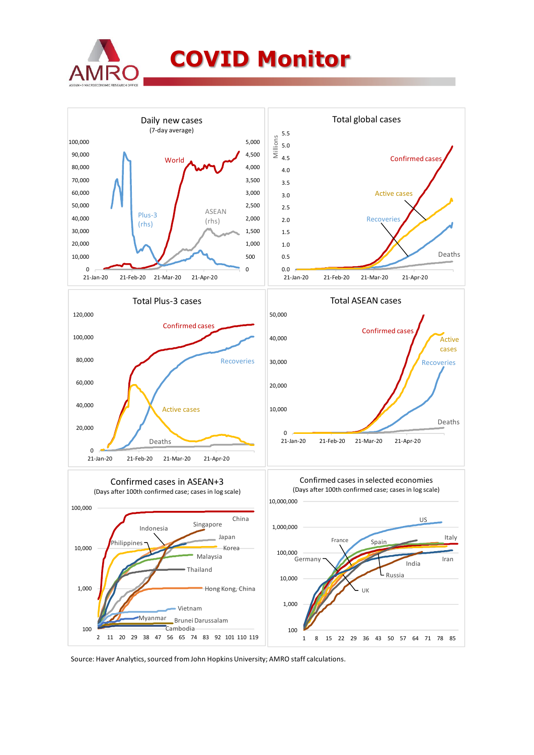# COVID Monitor

AMRO
ASEAN+3 MACROECONOMIC RESEARCH OFFICE

## Daily new cases

(7-day average)

100,000
90,000
80,000
70,000
60,000
50,000
40,000
30,000
20,000
10,000
0

5,000
4,500
4,000
3,500
3,000
2,500
2,000
1,500
1,000
500
0

World
Plus-3 (rhs)
ASEAN (rhs)

21-Jan-20 21-Feb-20 21-Mar-20 21-Apr-20

## Total global cases

Millions

5.5
5.0
4.5
4.0
3.5
3.0
2.5
2.0
1.5
1.0
0.5
0.0

Confirmed cases
Active cases
Recoveries
Deaths

21-Jan-20 21-Feb-20 21-Mar-20 21-Apr-20

## Total Plus-3 cases

120,000
100,000
80,000
60,000
40,000
20,000
0

Confirmed cases
Recoveries
Active cases
Deaths

21-Jan-20 21-Feb-20 21-Mar-20 21-Apr-20

## Total ASEAN cases

50,000
40,000
30,000
20,000
10,000
0

Confirmed cases
Active cases
Recoveries
Deaths

21-Jan-20 21-Feb-20 21-Mar-20 21-Apr-20

## Confirmed cases in ASEAN+3

(Days after 100th confirmed case; cases in log scale)

100,000
10,000
1,000
100

China
Singapore
Indonesia
Japan
Philippines
Korea
Malaysia
Thailand
Hong Kong, China
Vietnam
Myanmar
Brunei Darussalam
Cambodia

2 11 20 29 38 47 56 65 74 83 92 101 110 119

## Confirmed cases in selected economies

(Days after 100th confirmed case; cases in log scale)

10,000,000
1,000,000
100,000
10,000
1,000
100

US
Italy
France
Spain
Germany
Iran
India
Russia
UK

1 8 15 22 29 36 43 50 57 64 71 78 85

Source: Haver Analytics, sourced from John Hopkins University; AMRO staff calculations.